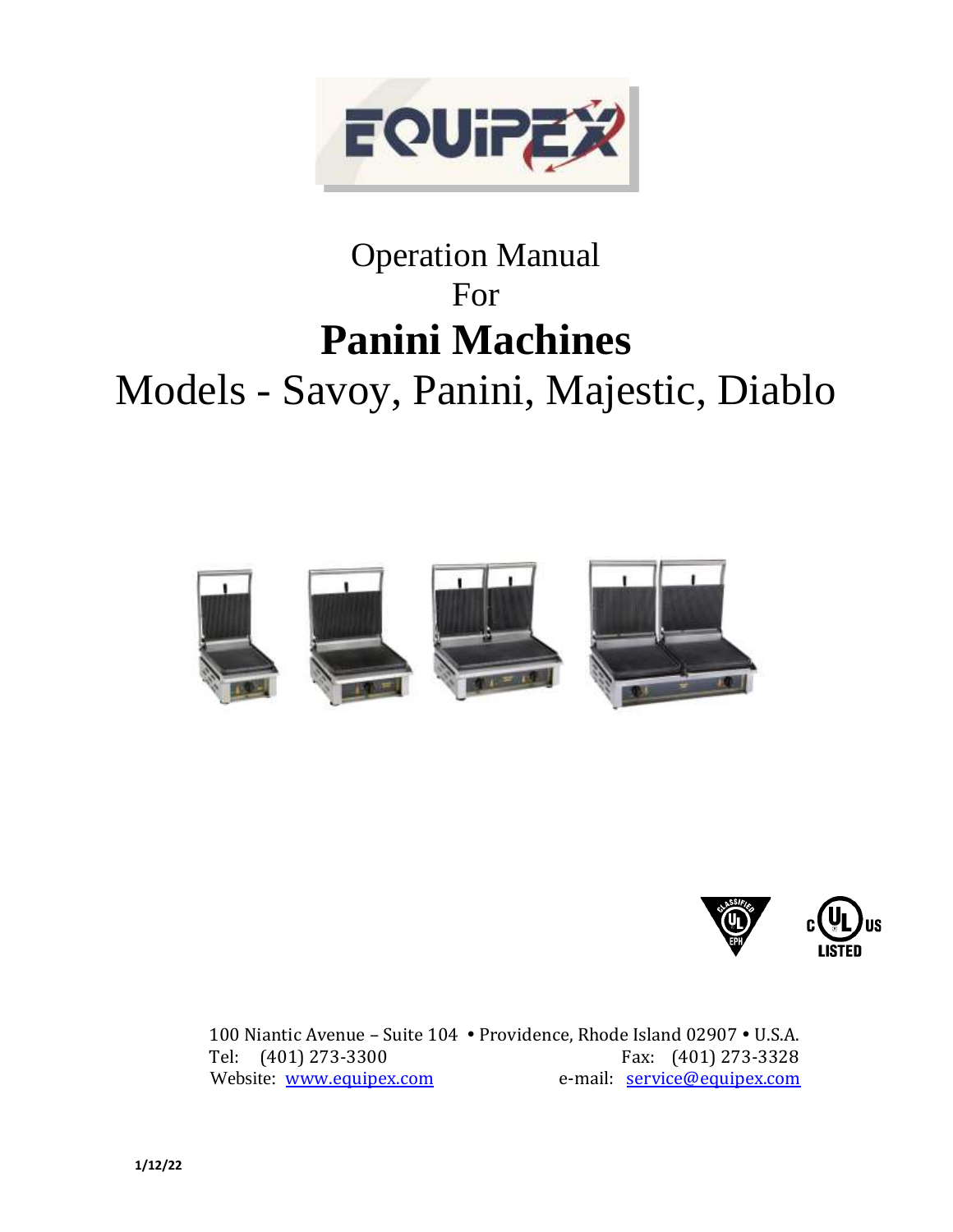EQUIPEX

# Operation Manual
For
# Panini Machines
## Models - Savoy, Panini, Majestic, Diablo

100 Niantic Avenue – Suite 104 • Providence, Rhode Island 02907 • U.S.A.
Tel: (401) 273-3300 Fax: (401) 273-3328
Website: www.equipex.com e-mail: service@equipex.com

1/12/22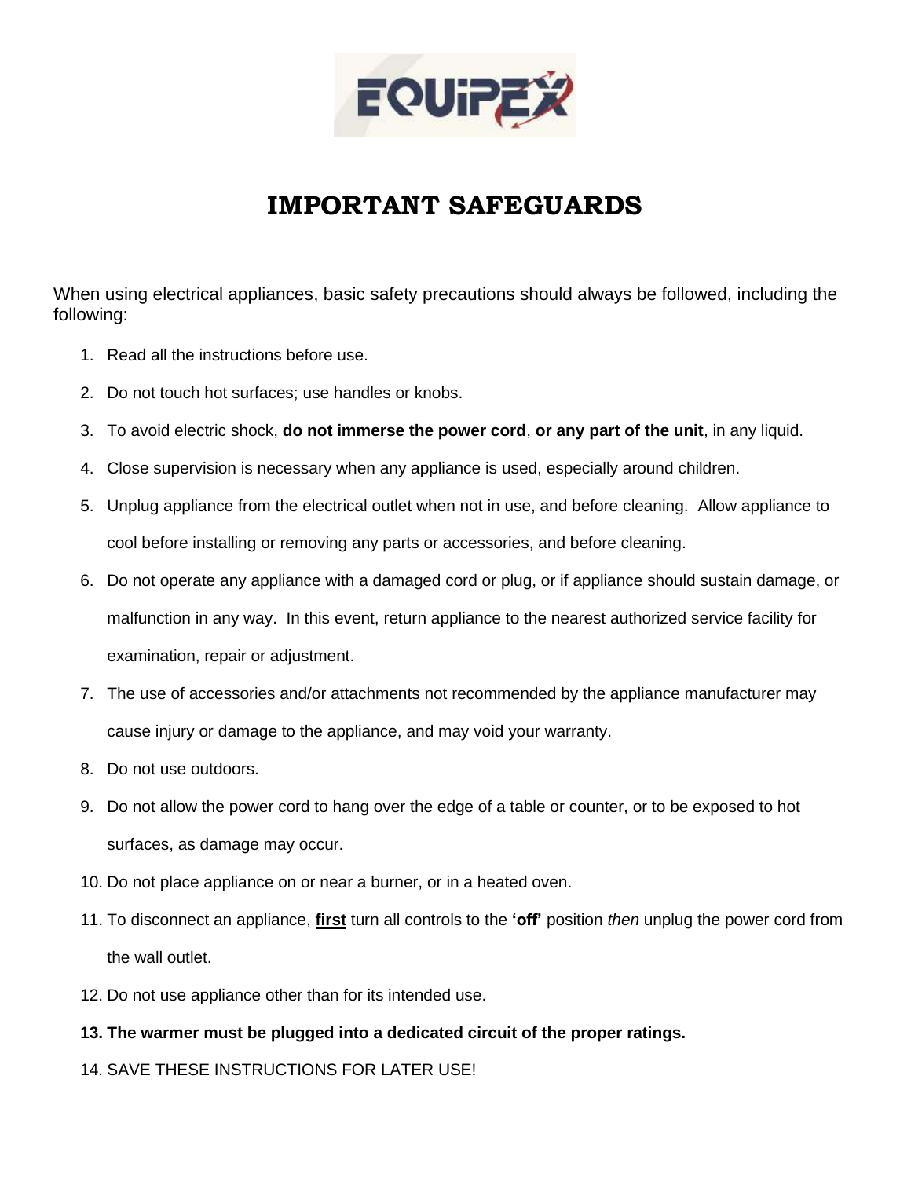# IMPORTANT SAFEGUARDS

When using electrical appliances, basic safety precautions should always be followed, including the following:

1. Read all the instructions before use.
2. Do not touch hot surfaces; use handles or knobs.
3. To avoid electric shock, **do not immerse the power cord**, **or any part of the unit**, in any liquid.
4. Close supervision is necessary when any appliance is used, especially around children.
5. Unplug appliance from the electrical outlet when not in use, and before cleaning. Allow appliance to cool before installing or removing any parts or accessories, and before cleaning.
6. Do not operate any appliance with a damaged cord or plug, or if appliance should sustain damage, or malfunction in any way. In this event, return appliance to the nearest authorized service facility for examination, repair or adjustment.
7. The use of accessories and/or attachments not recommended by the appliance manufacturer may cause injury or damage to the appliance, and may void your warranty.
8. Do not use outdoors.
9. Do not allow the power cord to hang over the edge of a table or counter, or to be exposed to hot surfaces, as damage may occur.
10. Do not place appliance on or near a burner, or in a heated oven.
11. To disconnect an appliance, <u>**first**</u> turn all controls to the **'off'** position *then* unplug the power cord from the wall outlet.
12. Do not use appliance other than for its intended use.
13. **The warmer must be plugged into a dedicated circuit of the proper ratings.**
14. SAVE THESE INSTRUCTIONS FOR LATER USE!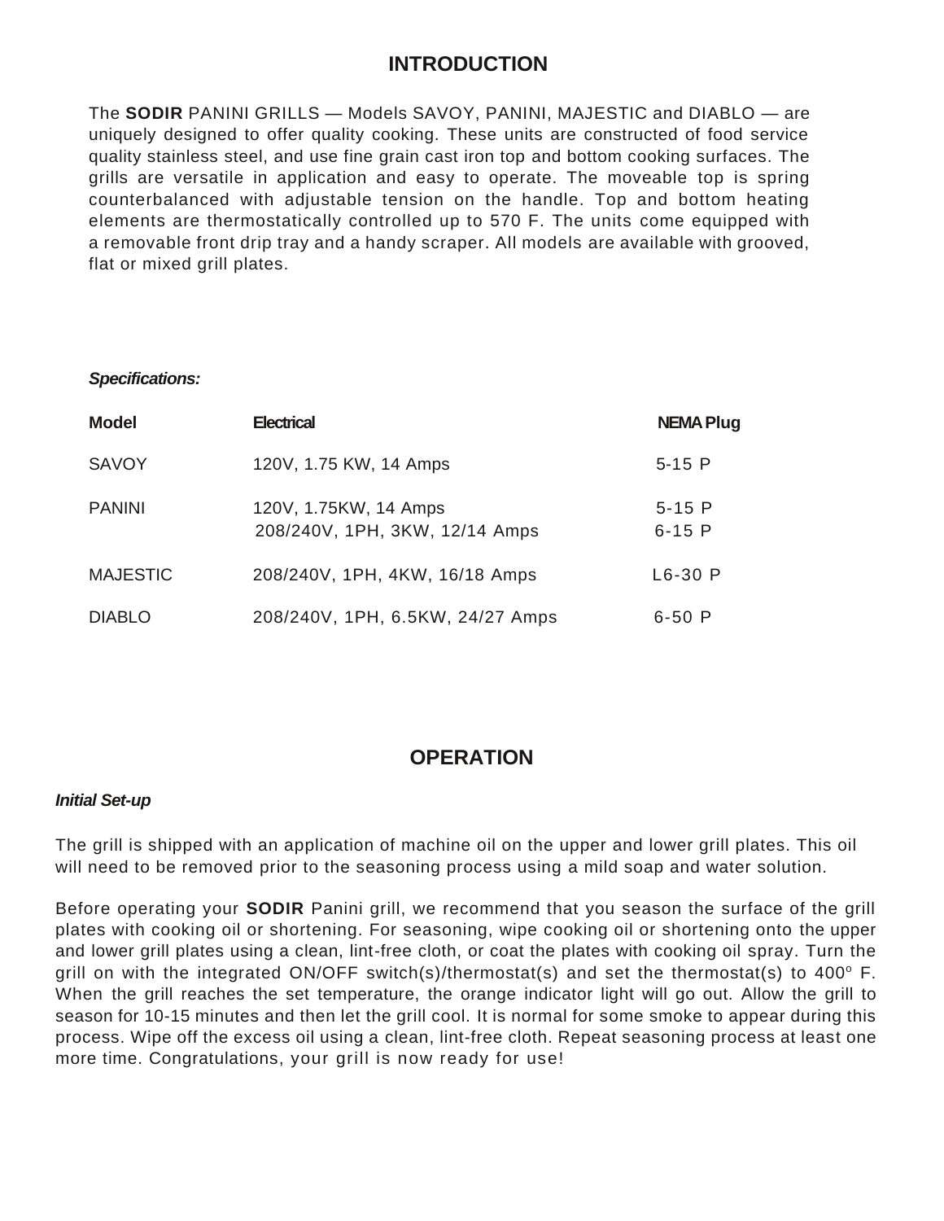## INTRODUCTION

The **SODIR** PANINI GRILLS — Models SAVOY, PANINI, MAJESTIC and DIABLO — are uniquely designed to offer quality cooking. These units are constructed of food service quality stainless steel, and use fine grain cast iron top and bottom cooking surfaces. The grills are versatile in application and easy to operate. The moveable top is spring counterbalanced with adjustable tension on the handle. Top and bottom heating elements are thermostatically controlled up to 570 F. The units come equipped with a removable front drip tray and a handy scraper. All models are available with grooved, flat or mixed grill plates.

***Specifications:***

| **Model** | **Electrical** | **NEMA Plug** |
|---|---|---|
| SAVOY | 120V, 1.75 KW, 14 Amps | 5-15 P |
| PANINI | 120V, 1.75KW, 14 Amps<br>208/240V, 1PH, 3KW, 12/14 Amps | 5-15 P<br>6-15 P |
| MAJESTIC | 208/240V, 1PH, 4KW, 16/18 Amps | L6-30 P |
| DIABLO | 208/240V, 1PH, 6.5KW, 24/27 Amps | 6-50 P |

## OPERATION

***Initial Set-up***

The grill is shipped with an application of machine oil on the upper and lower grill plates. This oil will need to be removed prior to the seasoning process using a mild soap and water solution.

Before operating your **SODIR** Panini grill, we recommend that you season the surface of the grill plates with cooking oil or shortening. For seasoning, wipe cooking oil or shortening onto the upper and lower grill plates using a clean, lint-free cloth, or coat the plates with cooking oil spray. Turn the grill on with the integrated ON/OFF switch(s)/thermostat(s) and set the thermostat(s) to 400° F. When the grill reaches the set temperature, the orange indicator light will go out. Allow the grill to season for 10-15 minutes and then let the grill cool. It is normal for some smoke to appear during this process. Wipe off the excess oil using a clean, lint-free cloth. Repeat seasoning process at least one more time. Congratulations, your grill is now ready for use!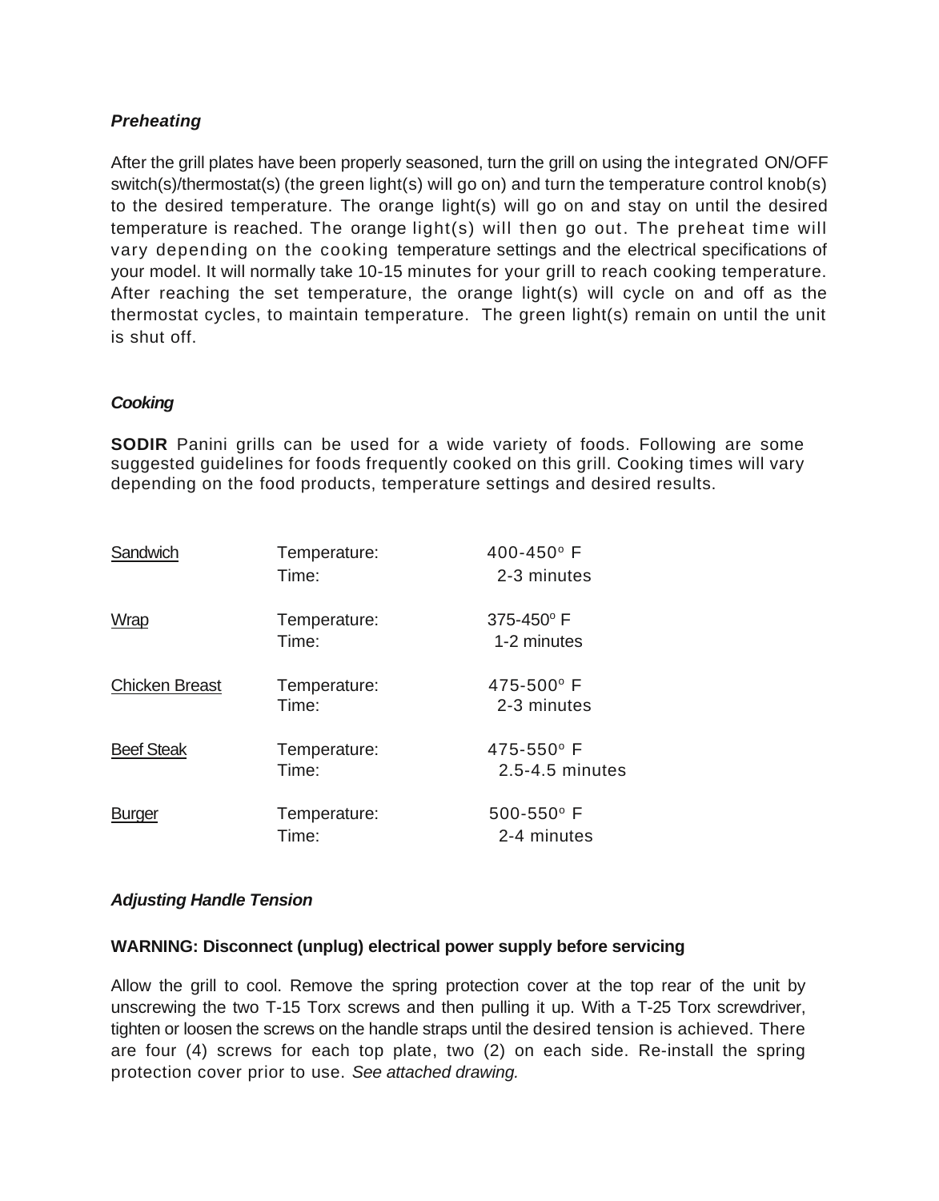### *Preheating*

After the grill plates have been properly seasoned, turn the grill on using the integrated ON/OFF switch(s)/thermostat(s) (the green light(s) will go on) and turn the temperature control knob(s) to the desired temperature. The orange light(s) will go on and stay on until the desired temperature is reached. The orange light(s) will then go out. The preheat time will vary depending on the cooking temperature settings and the electrical specifications of your model. It will normally take 10-15 minutes for your grill to reach cooking temperature. After reaching the set temperature, the orange light(s) will cycle on and off as the thermostat cycles, to maintain temperature. The green light(s) remain on until the unit is shut off.

### *Cooking*

**SODIR** Panini grills can be used for a wide variety of foods. Following are some suggested guidelines for foods frequently cooked on this grill. Cooking times will vary depending on the food products, temperature settings and desired results.

| | | |
|---|---|---|
| Sandwich | Temperature: | 400-450° F |
| | Time: | 2-3 minutes |
| Wrap | Temperature: | 375-450° F |
| | Time: | 1-2 minutes |
| Chicken Breast | Temperature: | 475-500° F |
| | Time: | 2-3 minutes |
| Beef Steak | Temperature: | 475-550° F |
| | Time: | 2.5-4.5 minutes |
| Burger | Temperature: | 500-550° F |
| | Time: | 2-4 minutes |

### *Adjusting Handle Tension*

**WARNING: Disconnect (unplug) electrical power supply before servicing**

Allow the grill to cool. Remove the spring protection cover at the top rear of the unit by unscrewing the two T-15 Torx screws and then pulling it up. With a T-25 Torx screwdriver, tighten or loosen the screws on the handle straps until the desired tension is achieved. There are four (4) screws for each top plate, two (2) on each side. Re-install the spring protection cover prior to use. *See attached drawing.*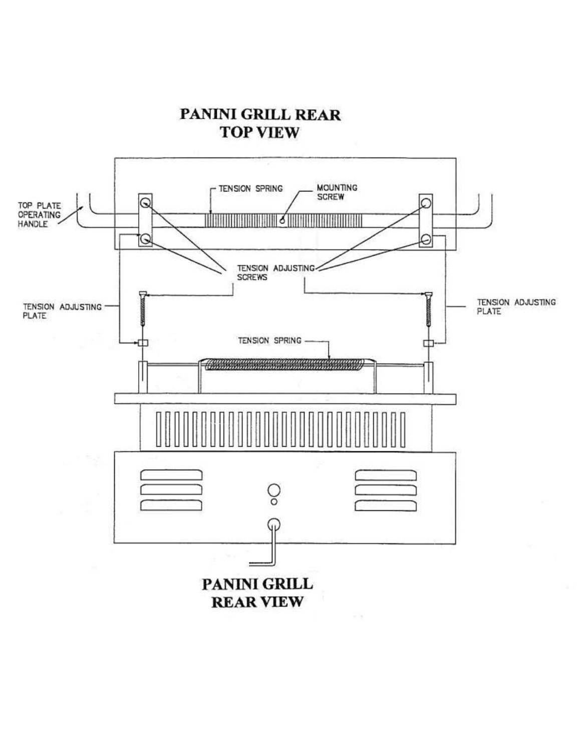# PANINI GRILL REAR TOP VIEW

TOP PLATE OPERATING HANDLE

TENSION SPRING

MOUNTING SCREW

TENSION ADJUSTING SCREWS

TENSION ADJUSTING PLATE

TENSION ADJUSTING PLATE

TENSION SPRING

# PANINI GRILL REAR VIEW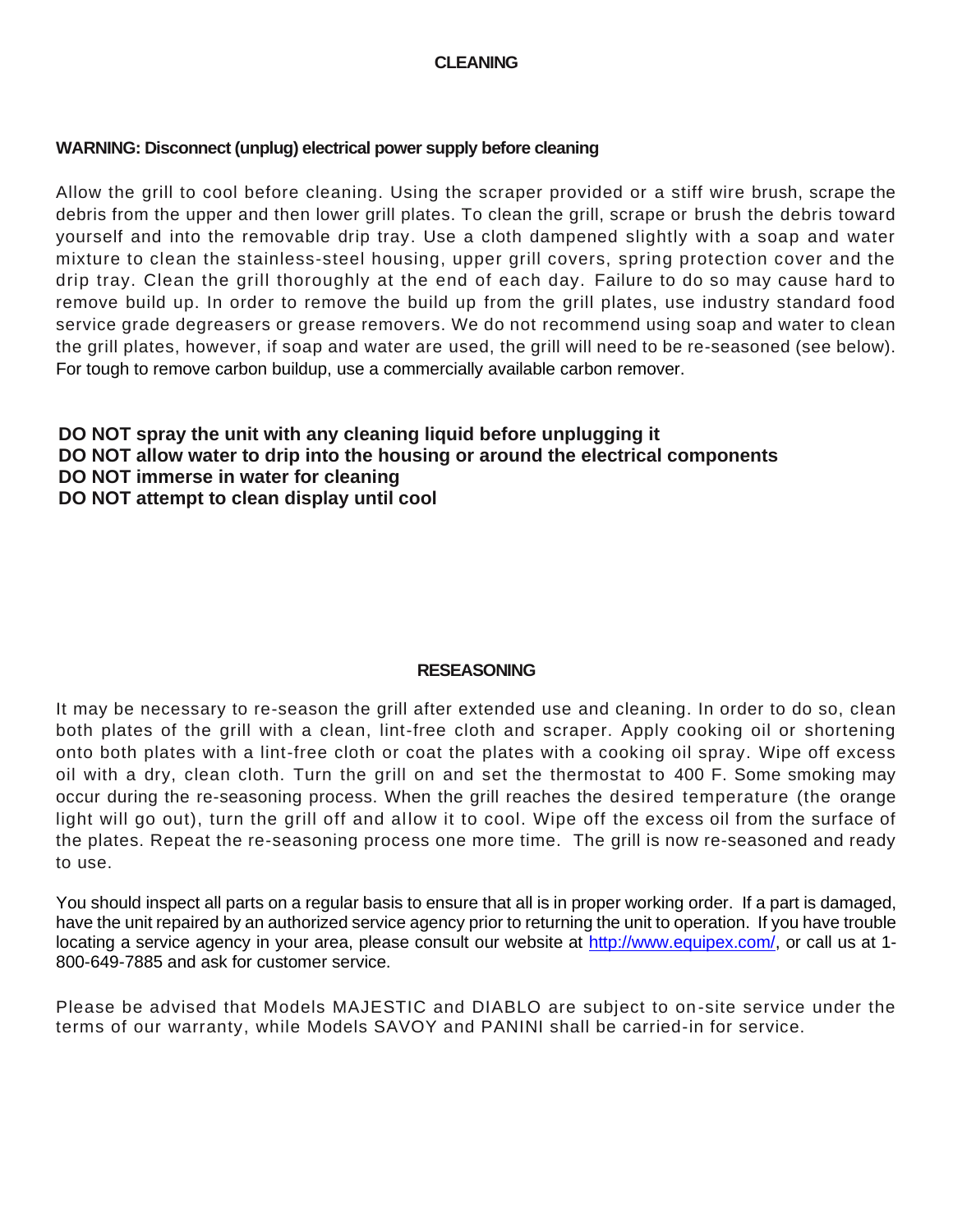## CLEANING

**WARNING: Disconnect (unplug) electrical power supply before cleaning**

Allow the grill to cool before cleaning. Using the scraper provided or a stiff wire brush, scrape the debris from the upper and then lower grill plates. To clean the grill, scrape or brush the debris toward yourself and into the removable drip tray. Use a cloth dampened slightly with a soap and water mixture to clean the stainless-steel housing, upper grill covers, spring protection cover and the drip tray. Clean the grill thoroughly at the end of each day. Failure to do so may cause hard to remove build up. In order to remove the build up from the grill plates, use industry standard food service grade degreasers or grease removers. We do not recommend using soap and water to clean the grill plates, however, if soap and water are used, the grill will need to be re-seasoned (see below). For tough to remove carbon buildup, use a commercially available carbon remover.

**DO NOT spray the unit with any cleaning liquid before unplugging it**
**DO NOT allow water to drip into the housing or around the electrical components**
**DO NOT immerse in water for cleaning**
**DO NOT attempt to clean display until cool**

## RESEASONING

It may be necessary to re-season the grill after extended use and cleaning. In order to do so, clean both plates of the grill with a clean, lint-free cloth and scraper. Apply cooking oil or shortening onto both plates with a lint-free cloth or coat the plates with a cooking oil spray. Wipe off excess oil with a dry, clean cloth. Turn the grill on and set the thermostat to 400 F. Some smoking may occur during the re-seasoning process. When the grill reaches the desired temperature (the orange light will go out), turn the grill off and allow it to cool. Wipe off the excess oil from the surface of the plates. Repeat the re-seasoning process one more time. The grill is now re-seasoned and ready to use.

You should inspect all parts on a regular basis to ensure that all is in proper working order. If a part is damaged, have the unit repaired by an authorized service agency prior to returning the unit to operation. If you have trouble locating a service agency in your area, please consult our website at http://www.equipex.com/, or call us at 1-800-649-7885 and ask for customer service.

Please be advised that Models MAJESTIC and DIABLO are subject to on-site service under the terms of our warranty, while Models SAVOY and PANINI shall be carried-in for service.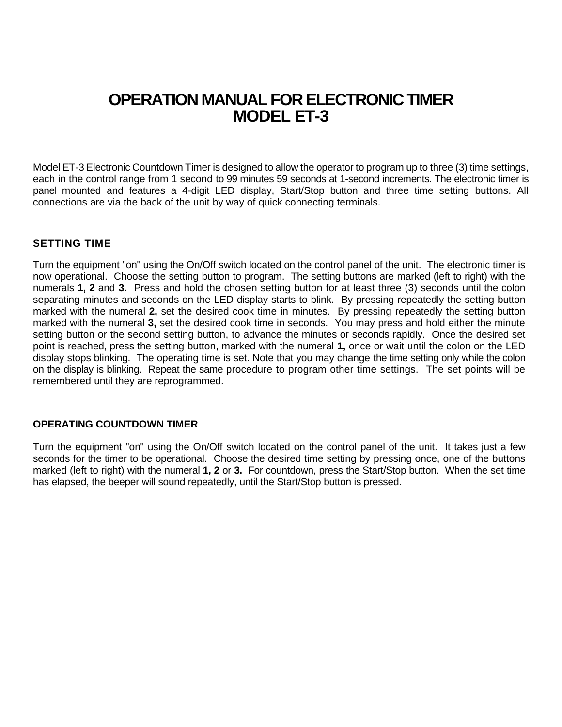# OPERATION MANUAL FOR ELECTRONIC TIMER
# MODEL ET-3

Model ET-3 Electronic Countdown Timer is designed to allow the operator to program up to three (3) time settings, each in the control range from 1 second to 99 minutes 59 seconds at 1-second increments. The electronic timer is panel mounted and features a 4-digit LED display, Start/Stop button and three time setting buttons. All connections are via the back of the unit by way of quick connecting terminals.

## SETTING TIME

Turn the equipment "on" using the On/Off switch located on the control panel of the unit. The electronic timer is now operational. Choose the setting button to program. The setting buttons are marked (left to right) with the numerals **1, 2** and **3.** Press and hold the chosen setting button for at least three (3) seconds until the colon separating minutes and seconds on the LED display starts to blink. By pressing repeatedly the setting button marked with the numeral **2,** set the desired cook time in minutes. By pressing repeatedly the setting button marked with the numeral **3,** set the desired cook time in seconds. You may press and hold either the minute setting button or the second setting button, to advance the minutes or seconds rapidly. Once the desired set point is reached, press the setting button, marked with the numeral **1,** once or wait until the colon on the LED display stops blinking. The operating time is set. Note that you may change the time setting only while the colon on the display is blinking. Repeat the same procedure to program other time settings. The set points will be remembered until they are reprogrammed.

## OPERATING COUNTDOWN TIMER

Turn the equipment "on" using the On/Off switch located on the control panel of the unit. It takes just a few seconds for the timer to be operational. Choose the desired time setting by pressing once, one of the buttons marked (left to right) with the numeral **1, 2** or **3.** For countdown, press the Start/Stop button. When the set time has elapsed, the beeper will sound repeatedly, until the Start/Stop button is pressed.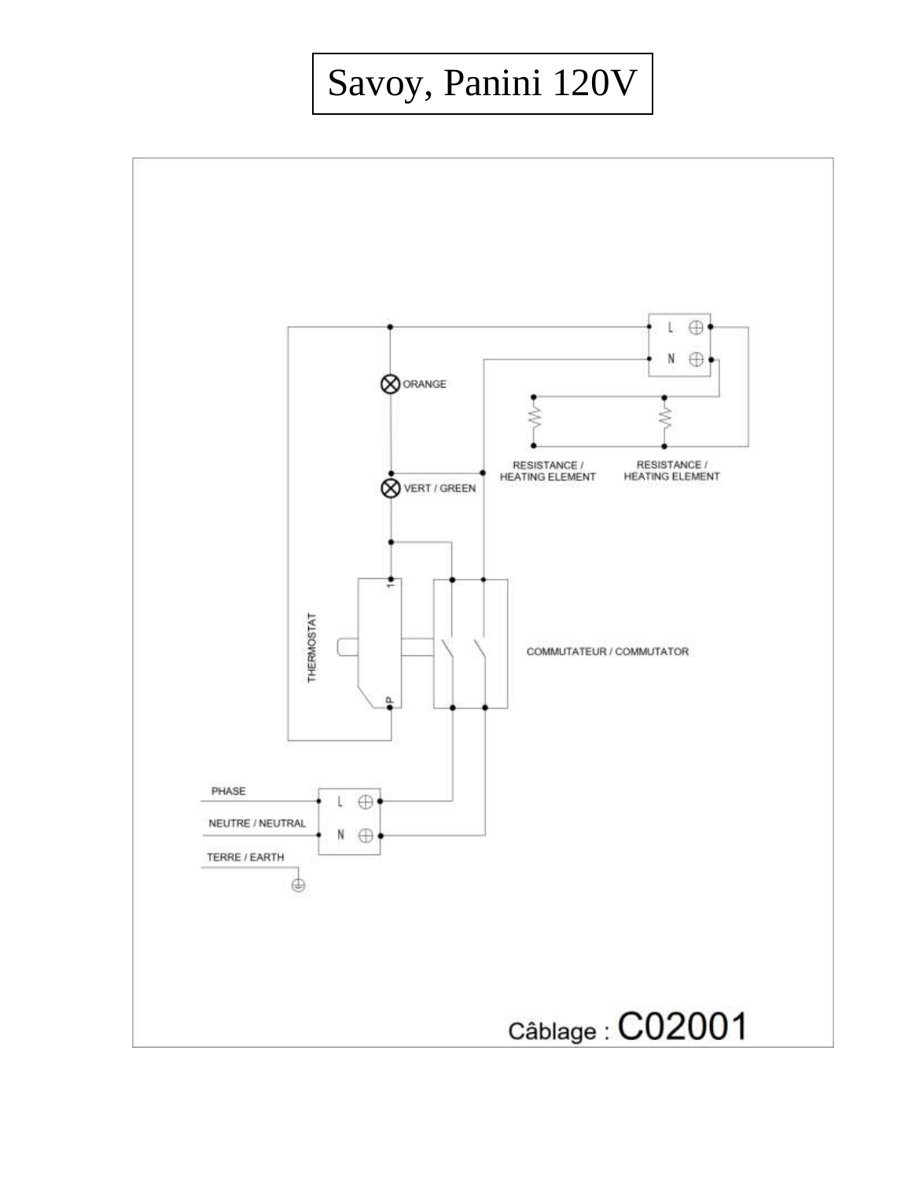# Savoy, Panini 120V

ORANGE

VERT / GREEN

RESISTANCE / HEATING ELEMENT

RESISTANCE / HEATING ELEMENT

THERMOSTAT

COMMUTATEUR / COMMUTATOR

PHASE

NEUTRE / NEUTRAL

TERRE / EARTH

L

N

Câblage : C02001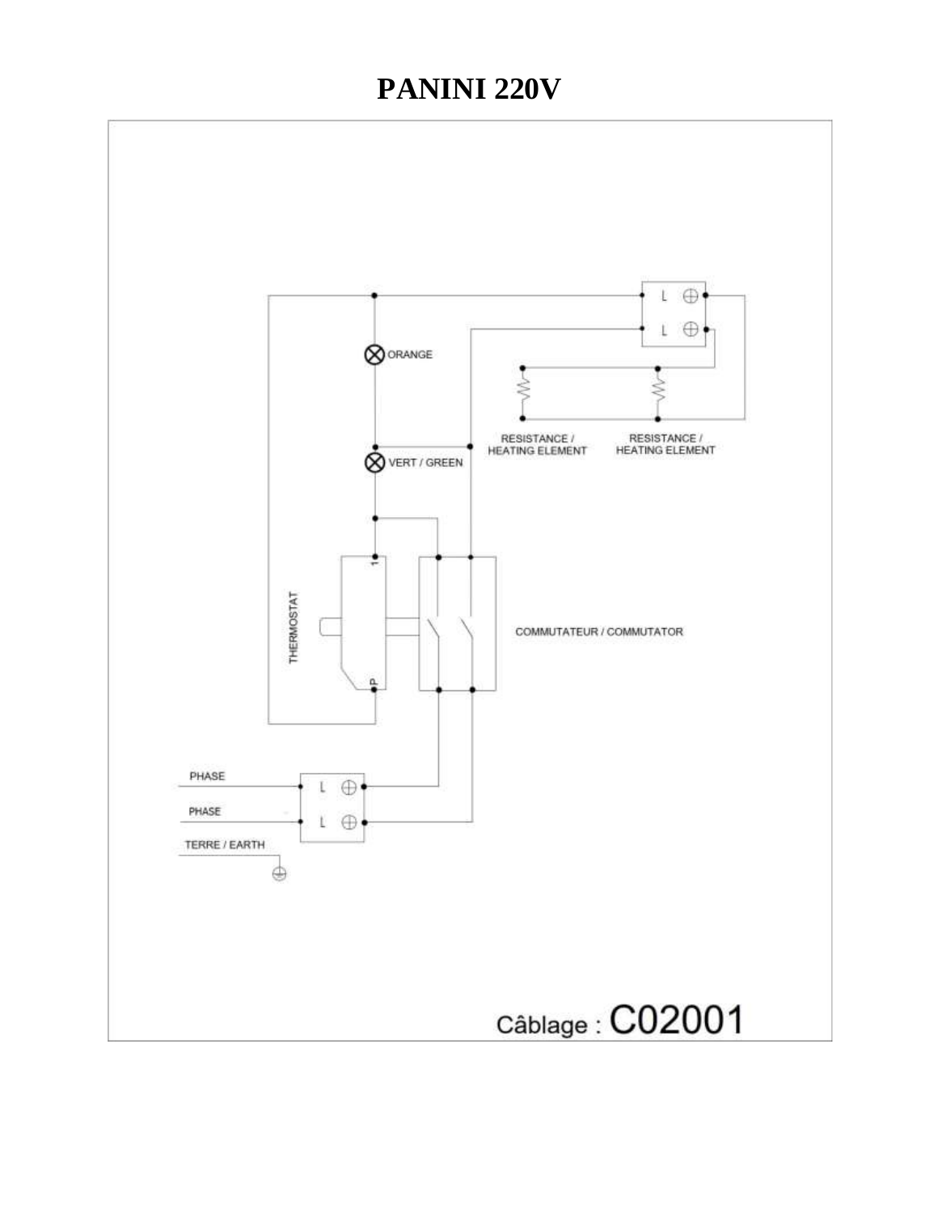# PANINI 220V

ORANGE

VERT / GREEN

RESISTANCE / HEATING ELEMENT

RESISTANCE / HEATING ELEMENT

THERMOSTAT

COMMUTATEUR / COMMUTATOR

PHASE

PHASE

TERRE / EARTH

Câblage : C02001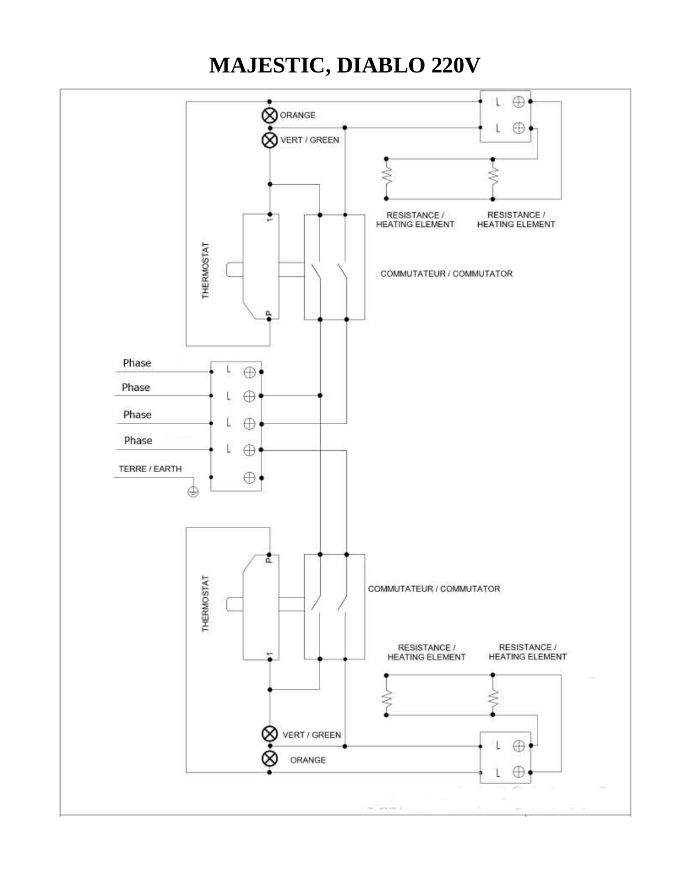# MAJESTIC, DIABLO 220V

ORANGE

VERT / GREEN

RESISTANCE / HEATING ELEMENT

RESISTANCE / HEATING ELEMENT

THERMOSTAT

COMMUTATEUR / COMMUTATOR

Phase

Phase

Phase

Phase

TERRE / EARTH

THERMOSTAT

COMMUTATEUR / COMMUTATOR

RESISTANCE / HEATING ELEMENT

RESISTANCE / HEATING ELEMENT

VERT / GREEN

ORANGE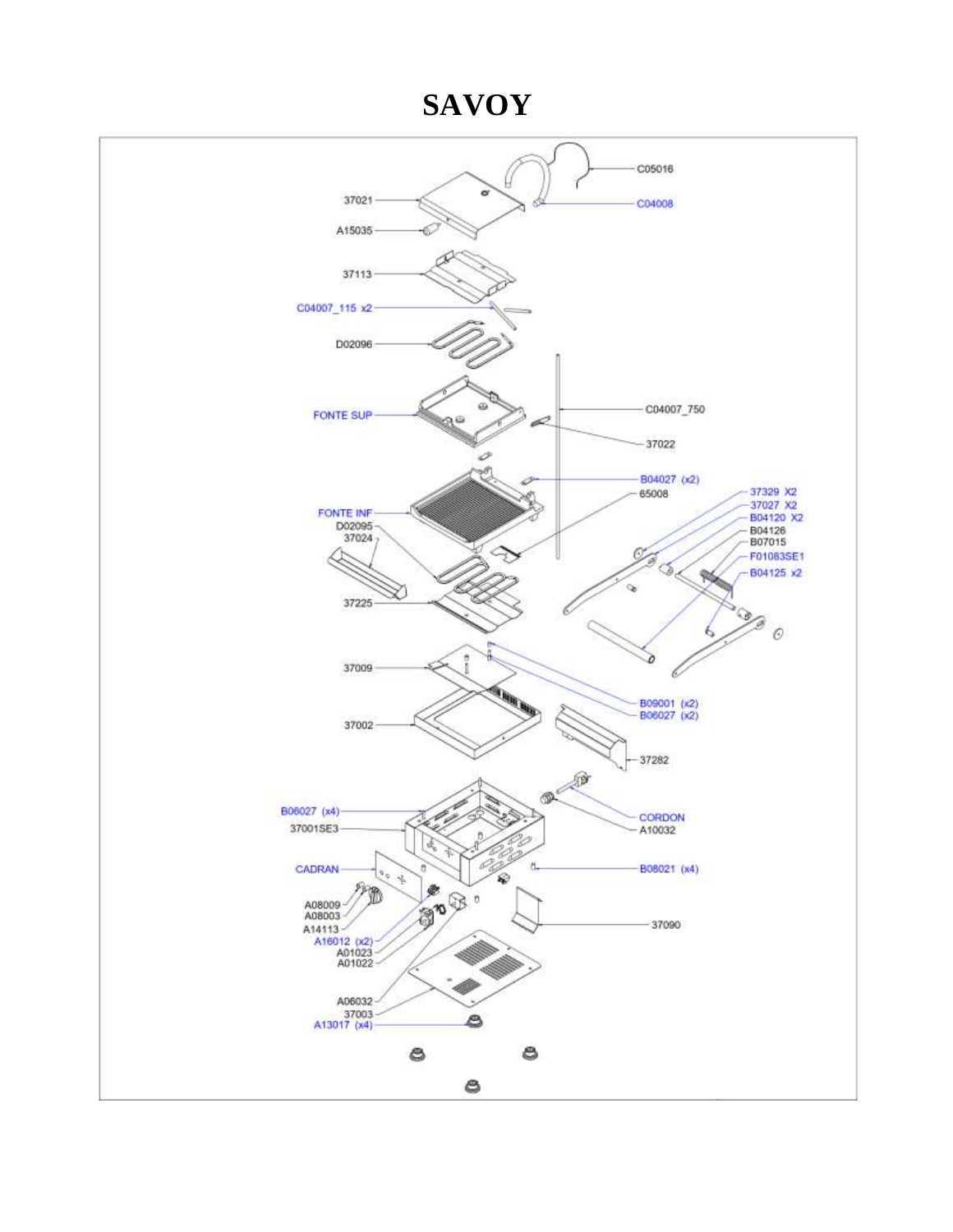# SAVOY

C05016

37021

C04008

A15035

37113

C04007_115 x2

D02096

C04007_750

FONTE SUP

37022

B04027 (x2)

65008

FONTE INF

D02095

37024

37329 X2

37027 X2

B04120 X2

B04126

B07015

F01083SE1

B04125 x2

37225

37009

B09001 (x2)

B06027 (x2)

37002

37282

B06027 (x4)

CORDON

37001SE3

A10032

CADRAN

B08021 (x4)

A08009

A08003

A14113

37090

A16012 (x2)

A01023

A01022

A06032

37003

A13017 (x4)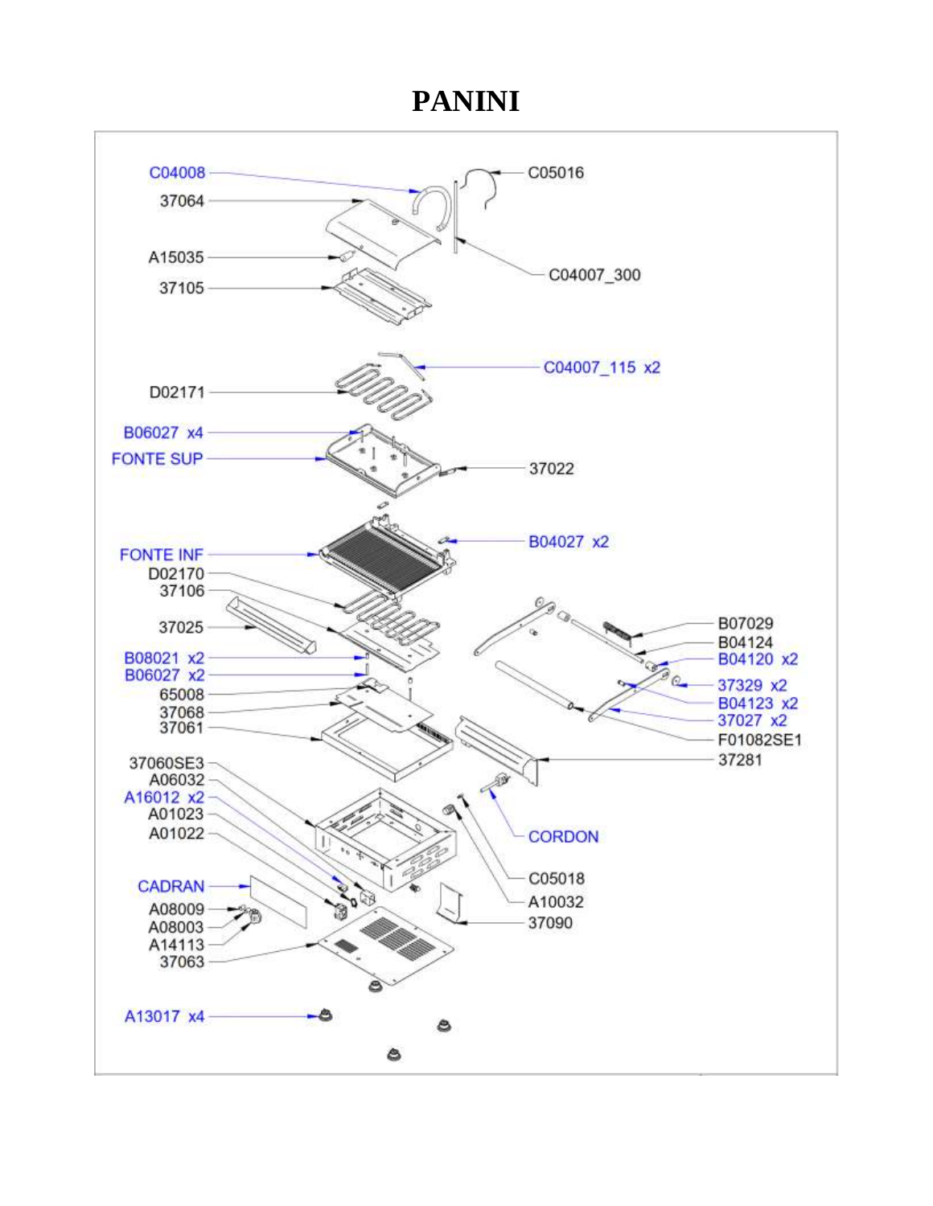# PANINI

C04008
37064
A15035
37105
C05016
C04007_300
C04007_115 x2
D02171
B06027 x4
FONTE SUP
37022
B04027 x2
FONTE INF
D02170
37106
37025
B08021 x2
B06027 x2
65008
37068
37061
B07029
B04124
B04120 x2
37329 x2
B04123 x2
37027 x2
F01082SE1
37281
37060SE3
A06032
A16012 x2
A01023
A01022
CORDON
C05018
A10032
37090
CADRAN
A08009
A08003
A14113
37063
A13017 x4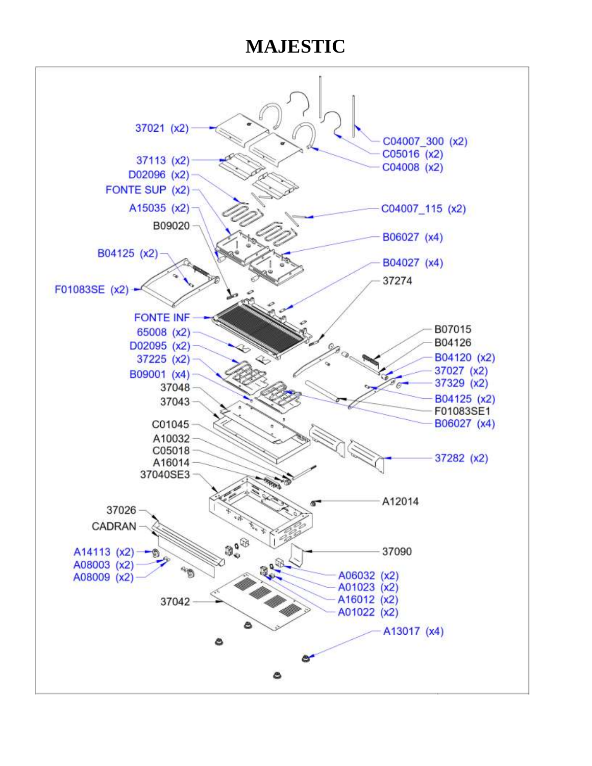# MAJESTIC

37021 (x2)
37113 (x2)
D02096 (x2)
FONTE SUP (x2)
A15035 (x2)
B09020
B04125 (x2)
F01083SE (x2)
FONTE INF
65008 (x2)
D02095 (x2)
37225 (x2)
B09001 (x4)
37048
37043
C01045
A10032
C05018
A16014
37040SE3
37026
CADRAN
A14113 (x2)
A08003 (x2)
A08009 (x2)
37042

C04007_300 (x2)
C05016 (x2)
C04008 (x2)
C04007_115 (x2)
B06027 (x4)
B04027 (x4)
37274
B07015
B04126
B04120 (x2)
37027 (x2)
37329 (x2)
B04125 (x2)
F01083SE1
B06027 (x4)
37282 (x2)
A12014
37090
A06032 (x2)
A01023 (x2)
A16012 (x2)
A01022 (x2)
A13017 (x4)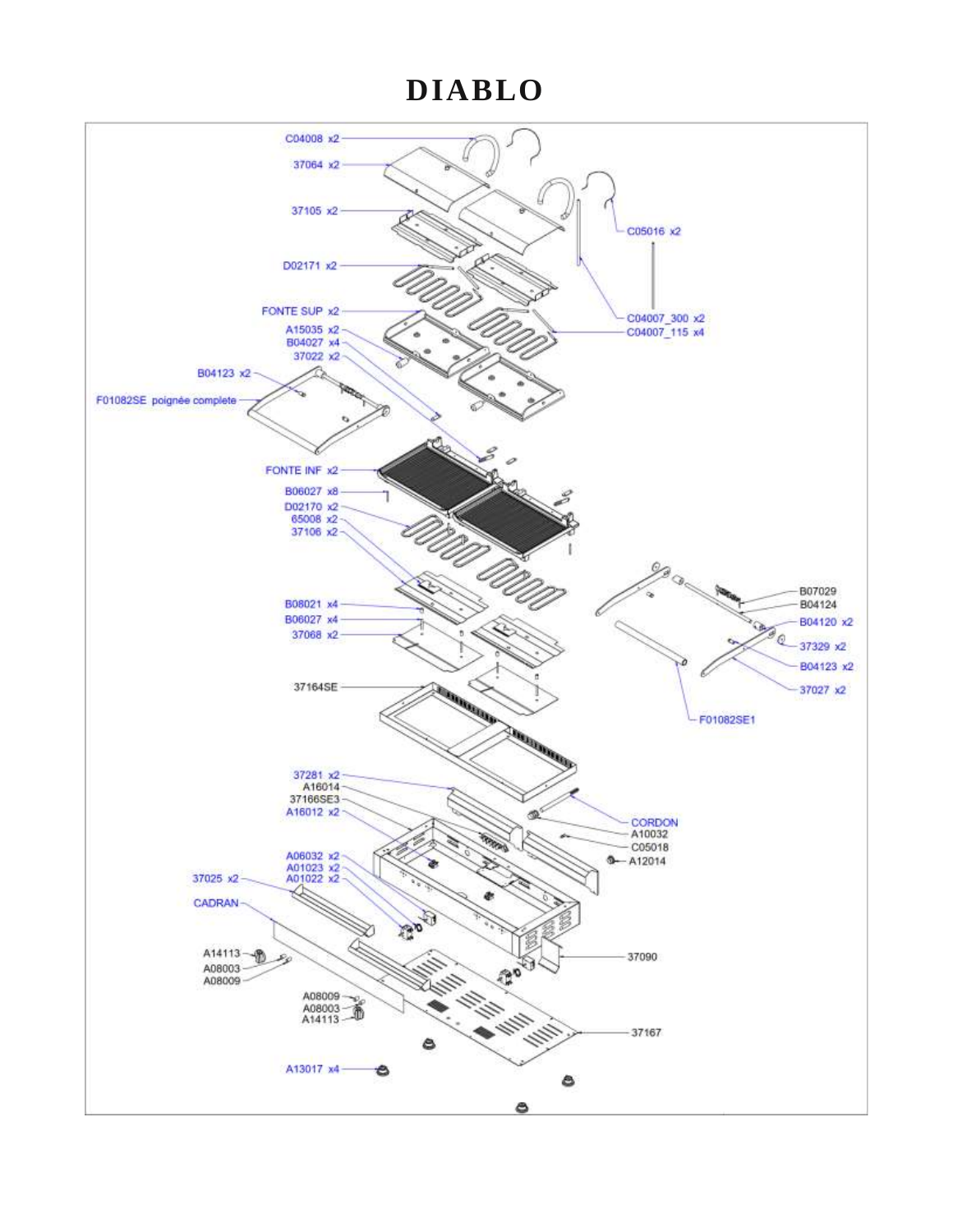# DIABLO

C04008 x2

37064 x2

37105 x2

C05016 x2

D02171 x2

FONTE SUP x2

C04007_300 x2

C04007_115 x4

A15035 x2

B04027 x4

37022 x2

B04123 x2

F01082SE poignée complete

FONTE INF x2

B06027 x8

D02170 x2

65008 x2

37106 x2

B07029

B04124

B04120 x2

37329 x2

B04123 x2

37027 x2

B08021 x4

B06027 x4

37068 x2

37164SE

F01082SE1

37281 x2

A16014

37166SE3

A16012 x2

CORDON

A10032

C05018

A12014

A06032 x2

A01023 x2

A01022 x2

37025 x2

CADRAN

37090

A14113

A08003

A08009

A08009

A08003

A14113

37167

A13017 x4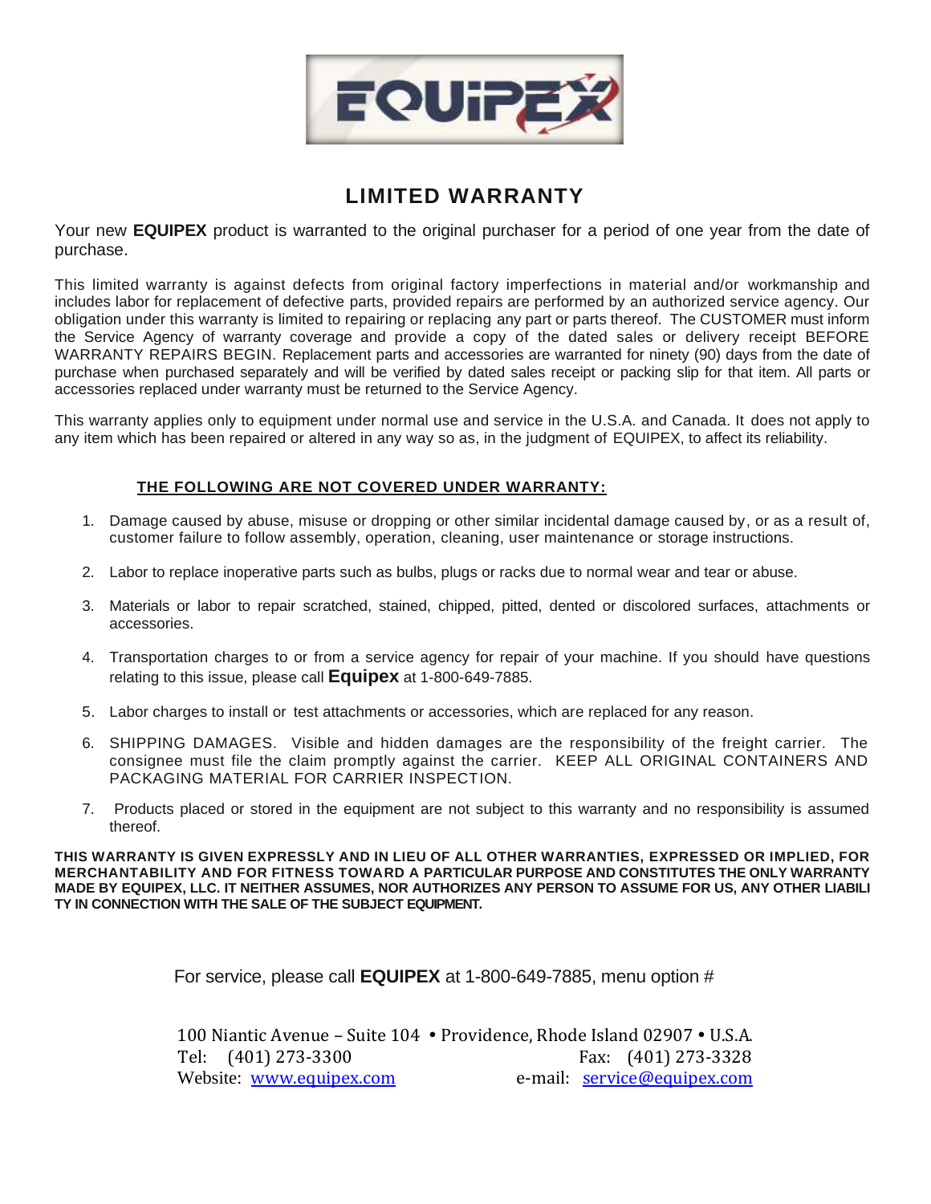# LIMITED WARRANTY

Your new **EQUIPEX** product is warranted to the original purchaser for a period of one year from the date of purchase.

This limited warranty is against defects from original factory imperfections in material and/or workmanship and includes labor for replacement of defective parts, provided repairs are performed by an authorized service agency. Our obligation under this warranty is limited to repairing or replacing any part or parts thereof. The CUSTOMER must inform the Service Agency of warranty coverage and provide a copy of the dated sales or delivery receipt BEFORE WARRANTY REPAIRS BEGIN. Replacement parts and accessories are warranted for ninety (90) days from the date of purchase when purchased separately and will be verified by dated sales receipt or packing slip for that item. All parts or accessories replaced under warranty must be returned to the Service Agency.

This warranty applies only to equipment under normal use and service in the U.S.A. and Canada. It does not apply to any item which has been repaired or altered in any way so as, in the judgment of EQUIPEX, to affect its reliability.

**THE FOLLOWING ARE NOT COVERED UNDER WARRANTY:**

1. Damage caused by abuse, misuse or dropping or other similar incidental damage caused by, or as a result of, customer failure to follow assembly, operation, cleaning, user maintenance or storage instructions.
2. Labor to replace inoperative parts such as bulbs, plugs or racks due to normal wear and tear or abuse.
3. Materials or labor to repair scratched, stained, chipped, pitted, dented or discolored surfaces, attachments or accessories.
4. Transportation charges to or from a service agency for repair of your machine. If you should have questions relating to this issue, please call **Equipex** at 1-800-649-7885.
5. Labor charges to install or test attachments or accessories, which are replaced for any reason.
6. SHIPPING DAMAGES. Visible and hidden damages are the responsibility of the freight carrier. The consignee must file the claim promptly against the carrier. KEEP ALL ORIGINAL CONTAINERS AND PACKAGING MATERIAL FOR CARRIER INSPECTION.
7. Products placed or stored in the equipment are not subject to this warranty and no responsibility is assumed thereof.

**THIS WARRANTY IS GIVEN EXPRESSLY AND IN LIEU OF ALL OTHER WARRANTIES, EXPRESSED OR IMPLIED, FOR MERCHANTABILITY AND FOR FITNESS TOWARD A PARTICULAR PURPOSE AND CONSTITUTES THE ONLY WARRANTY MADE BY EQUIPEX, LLC. IT NEITHER ASSUMES, NOR AUTHORIZES ANY PERSON TO ASSUME FOR US, ANY OTHER LIABILI TY IN CONNECTION WITH THE SALE OF THE SUBJECT EQUIPMENT.**

For service, please call **EQUIPEX** at 1-800-649-7885, menu option #

100 Niantic Avenue – Suite 104 • Providence, Rhode Island 02907 • U.S.A.
Tel: (401) 273-3300 Fax: (401) 273-3328
Website: www.equipex.com e-mail: service@equipex.com